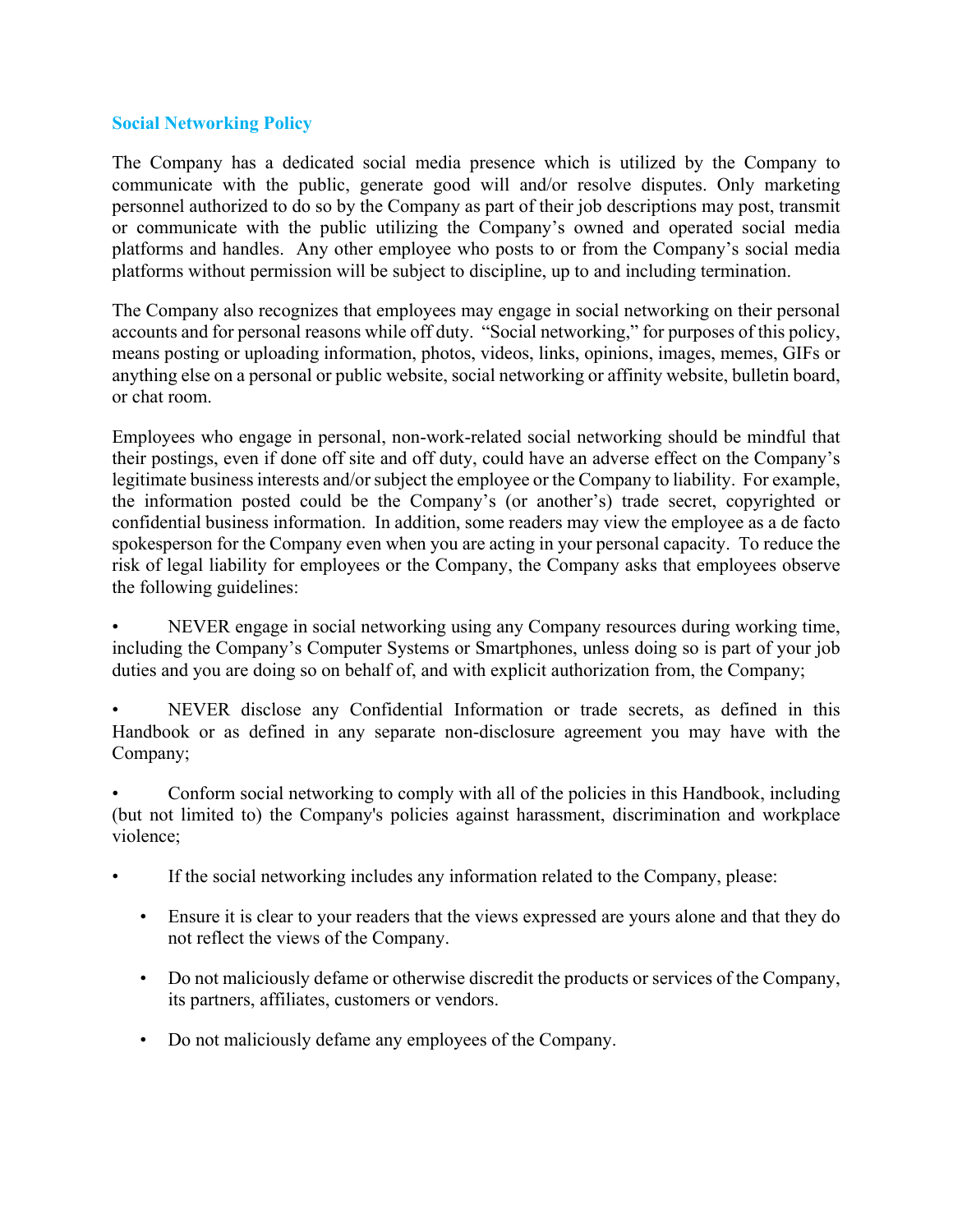## Social Networking Policy

The Company has a dedicated social media presence which is utilized by the Company to communicate with the public, generate good will and/or resolve disputes. Only marketing personnel authorized to do so by the Company as part of their job descriptions may post, transmit or communicate with the public utilizing the Company's owned and operated social media platforms and handles. Any other employee who posts to or from the Company's social media platforms without permission will be subject to discipline, up to and including termination.

The Company also recognizes that employees may engage in social networking on their personal accounts and for personal reasons while off duty. "Social networking," for purposes of this policy, means posting or uploading information, photos, videos, links, opinions, images, memes, GIFs or anything else on a personal or public website, social networking or affinity website, bulletin board, or chat room.

Employees who engage in personal, non-work-related social networking should be mindful that their postings, even if done off site and off duty, could have an adverse effect on the Company's legitimate business interests and/or subject the employee or the Company to liability. For example, the information posted could be the Company's (or another's) trade secret, copyrighted or confidential business information. In addition, some readers may view the employee as a de facto spokesperson for the Company even when you are acting in your personal capacity. To reduce the risk of legal liability for employees or the Company, the Company asks that employees observe the following guidelines:

- NEVER engage in social networking using any Company resources during working time, including the Company's Computer Systems or Smartphones, unless doing so is part of your job duties and you are doing so on behalf of, and with explicit authorization from, the Company;
- NEVER disclose any Confidential Information or trade secrets, as defined in this Handbook or as defined in any separate non-disclosure agreement you may have with the Company;
- Conform social networking to comply with all of the policies in this Handbook, including (but not limited to) the Company's policies against harassment, discrimination and workplace violence;
- If the social networking includes any information related to the Company, please:
  - Ensure it is clear to your readers that the views expressed are yours alone and that they do not reflect the views of the Company.
  - Do not maliciously defame or otherwise discredit the products or services of the Company, its partners, affiliates, customers or vendors.
  - Do not maliciously defame any employees of the Company.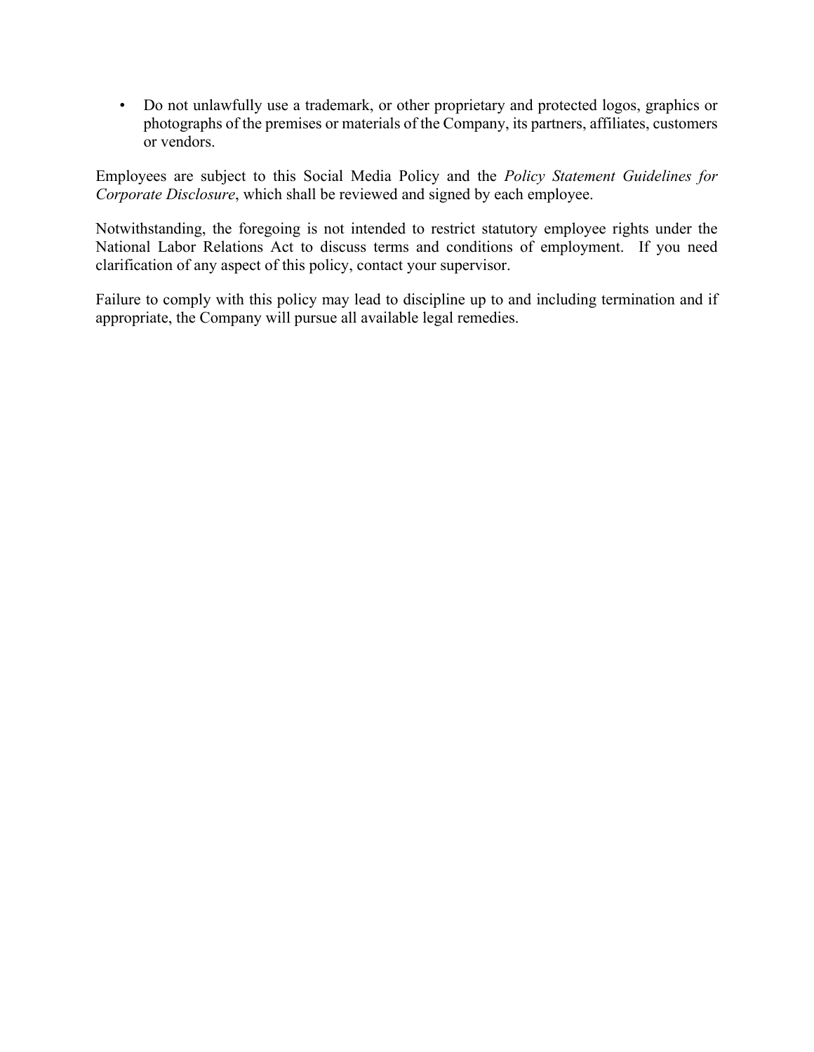- Do not unlawfully use a trademark, or other proprietary and protected logos, graphics or photographs of the premises or materials of the Company, its partners, affiliates, customers or vendors.

Employees are subject to this Social Media Policy and the *Policy Statement Guidelines for Corporate Disclosure*, which shall be reviewed and signed by each employee.

Notwithstanding, the foregoing is not intended to restrict statutory employee rights under the National Labor Relations Act to discuss terms and conditions of employment. If you need clarification of any aspect of this policy, contact your supervisor.

Failure to comply with this policy may lead to discipline up to and including termination and if appropriate, the Company will pursue all available legal remedies.